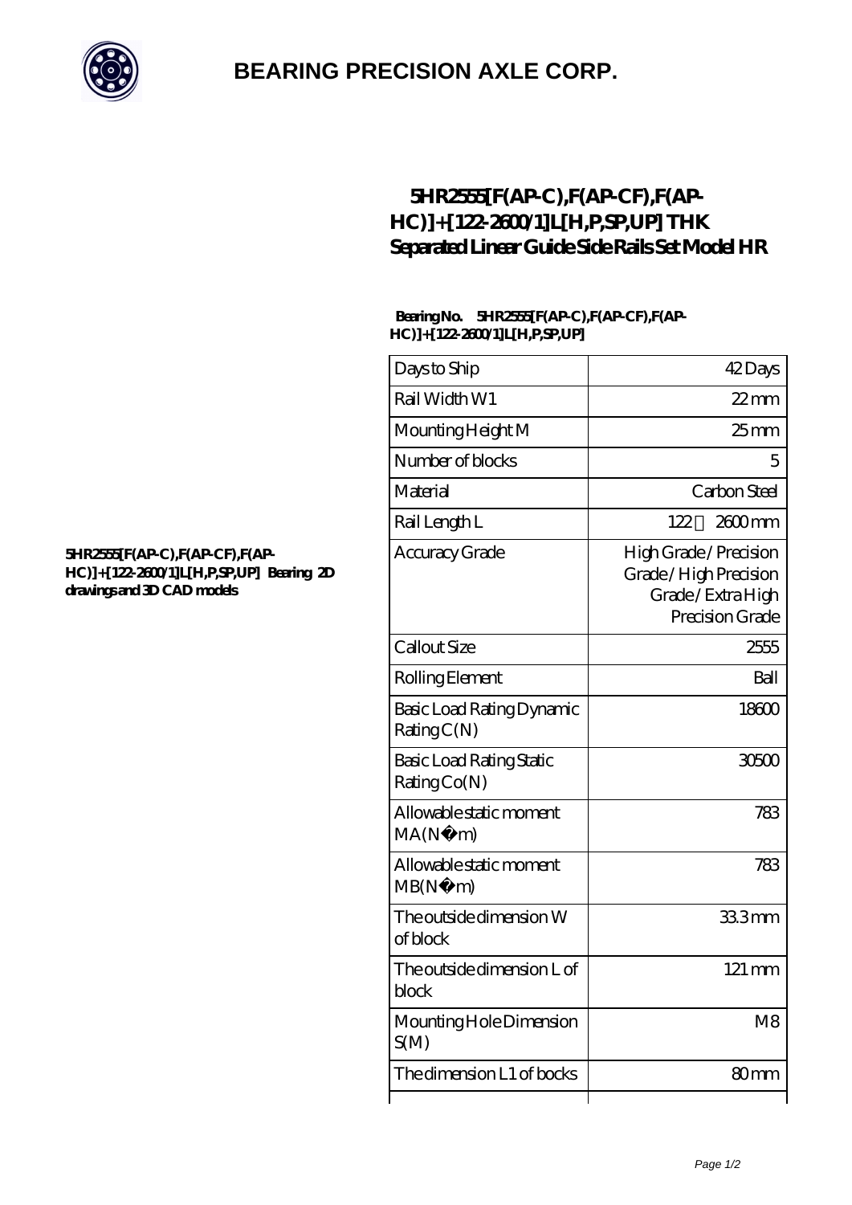# BEARING PRECISION AXLE CORP.

## 5HR2555[F(AP-C),F(AP-CF),F(AP-HC)]+[122-2600/1]L[H,P,SP,UP] THK Separated Linear Guide Side Rails Set Model HR

5HR2555[F(AP-C),F(AP-CF),F(AP-HC)]+[122-2600/1]L[H,P,SP,UP] Bearing 2D drawings and 3D CAD models

**Bearing No. 5HR2555[F(AP-C),F(AP-CF),F(AP-HC)]+[122-2600/1]L[H,P,SP,UP]**

| | |
|---|---|
| Days to Ship | 42 Days |
| Rail Width W1 | 22 mm |
| Mounting Height M | 25 mm |
| Number of blocks | 5 |
| Material | Carbon Steel |
| Rail Length L | 122 2600 mm |
| Accuracy Grade | High Grade / Precision Grade / High Precision Grade / Extra High Precision Grade |
| Callout Size | 2555 |
| Rolling Element | Ball |
| Basic Load Rating Dynamic Rating C(N) | 18600 |
| Basic Load Rating Static Rating Co(N) | 30500 |
| Allowable static moment MA(N · m) | 783 |
| Allowable static moment MB(N · m) | 783 |
| The outside dimension W of block | 33.3 mm |
| The outside dimension L of block | 121 mm |
| Mounting Hole Dimension S(M) | M8 |
| The dimension L1 of bocks | 80 mm |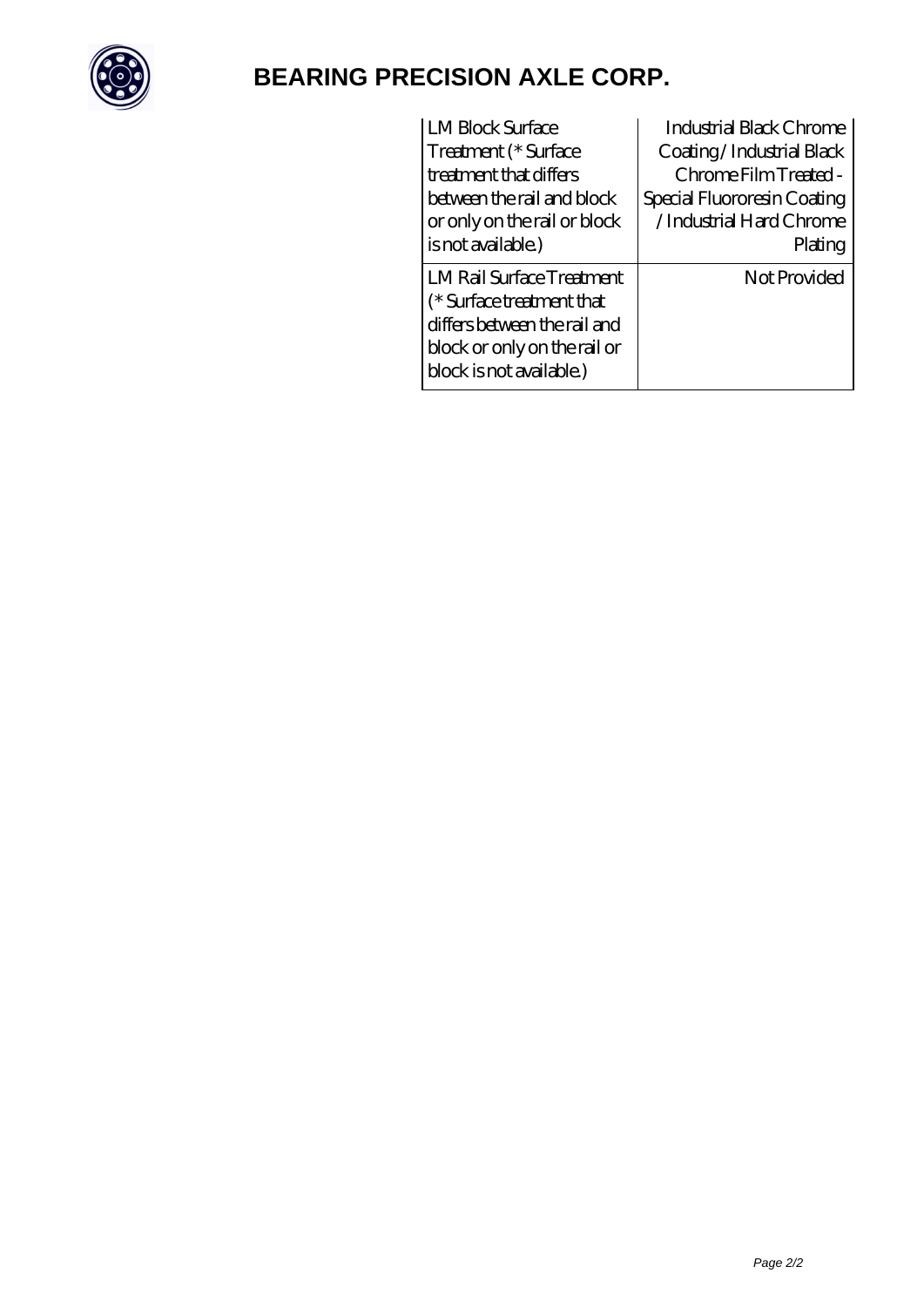| | |
|---|---|
| LM Block Surface Treatment (* Surface treatment that differs between the rail and block or only on the rail or block is not available.) | Industrial Black Chrome Coating / Industrial Black Chrome Film Treated - Special Fluororesin Coating / Industrial Hard Chrome Plating |
| LM Rail Surface Treatment (* Surface treatment that differs between the rail and block or only on the rail or block is not available.) | Not Provided |